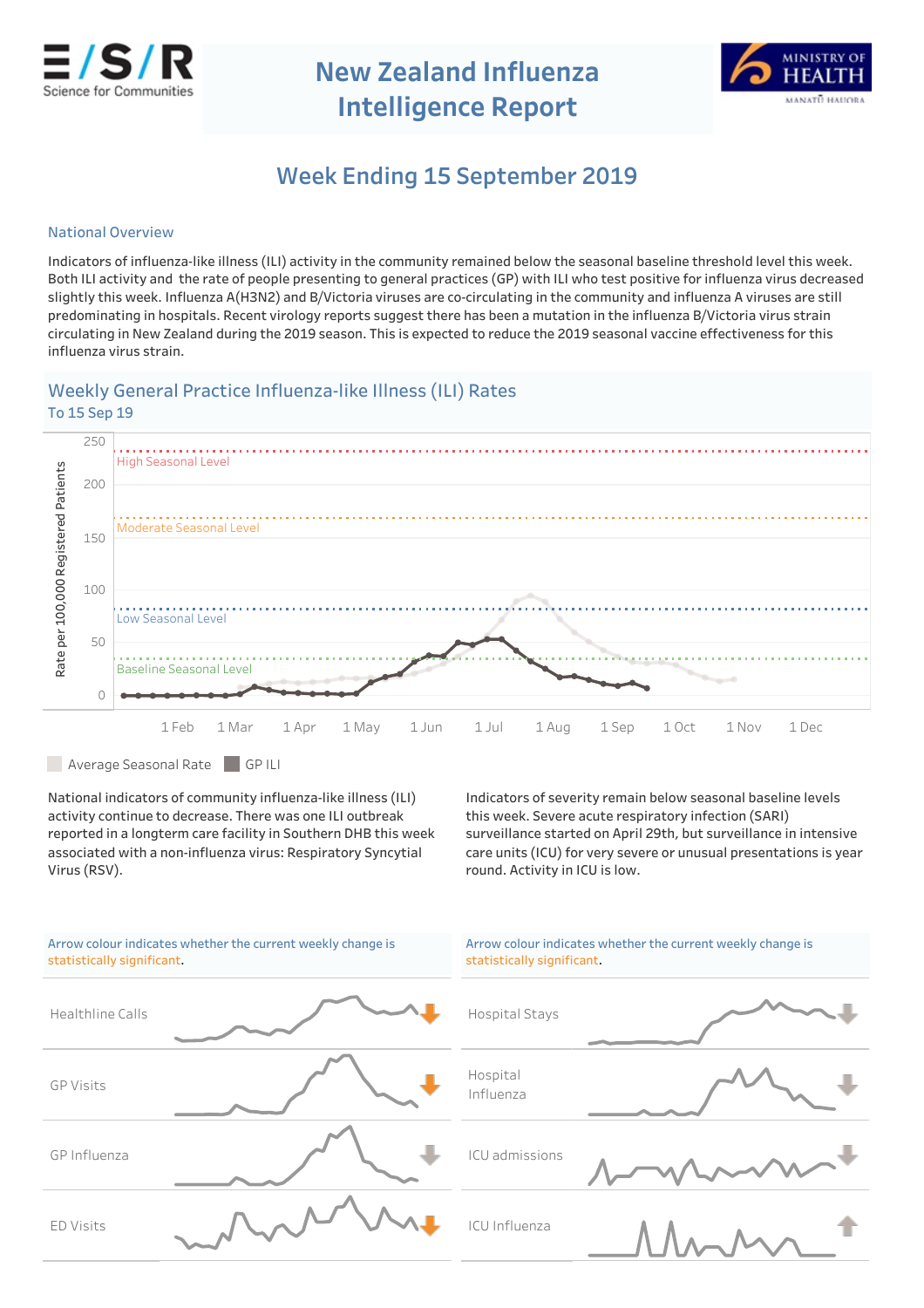E/S/R Science for Communities

# New Zealand Influenza Intelligence Report

MINISTRY OF HEALTH MANATŪ HAUORA

## Week Ending 15 September 2019

### National Overview

Indicators of influenza-like illness (ILI) activity in the community remained below the seasonal baseline threshold level this week. Both ILI activity and the rate of people presenting to general practices (GP) with ILI who test positive for influenza virus decreased slightly this week. Influenza A(H3N2) and B/Victoria viruses are co-circulating in the community and influenza A viruses are still predominating in hospitals. Recent virology reports suggest there has been a mutation in the influenza B/Victoria virus strain circulating in New Zealand during the 2019 season. This is expected to reduce the 2019 seasonal vaccine effectiveness for this influenza virus strain.

### Weekly General Practice Influenza-like Illness (ILI) Rates

To 15 Sep 19

Rate per 100,000 Registered Patients (0–250); High Seasonal Level; Moderate Seasonal Level; Low Seasonal Level; Baseline Seasonal Level; x-axis: 1 Feb, 1 Mar, 1 Apr, 1 May, 1 Jun, 1 Jul, 1 Aug, 1 Sep, 1 Oct, 1 Nov, 1 Dec

Average Seasonal Rate | GP ILI

National indicators of community influenza-like illness (ILI) activity continue to decrease. There was one ILI outbreak reported in a longterm care facility in Southern DHB this week associated with a non-influenza virus: Respiratory Syncytial Virus (RSV).

Indicators of severity remain below seasonal baseline levels this week. Severe acute respiratory infection (SARI) surveillance started on April 29th, but surveillance in intensive care units (ICU) for very severe or unusual presentations is year round. Activity in ICU is low.

Arrow colour indicates whether the current weekly change is statistically significant.

| Indicator | Weekly change |
|---|---|
| Healthline Calls | ↓ |
| GP Visits | ↓ |
| GP Influenza | ↓ |
| ED Visits | ↓ |

Arrow colour indicates whether the current weekly change is statistically significant.

| Indicator | Weekly change |
|---|---|
| Hospital Stays | ↓ |
| Hospital Influenza | ↓ |
| ICU admissions | ↓ |
| ICU Influenza | ↑ |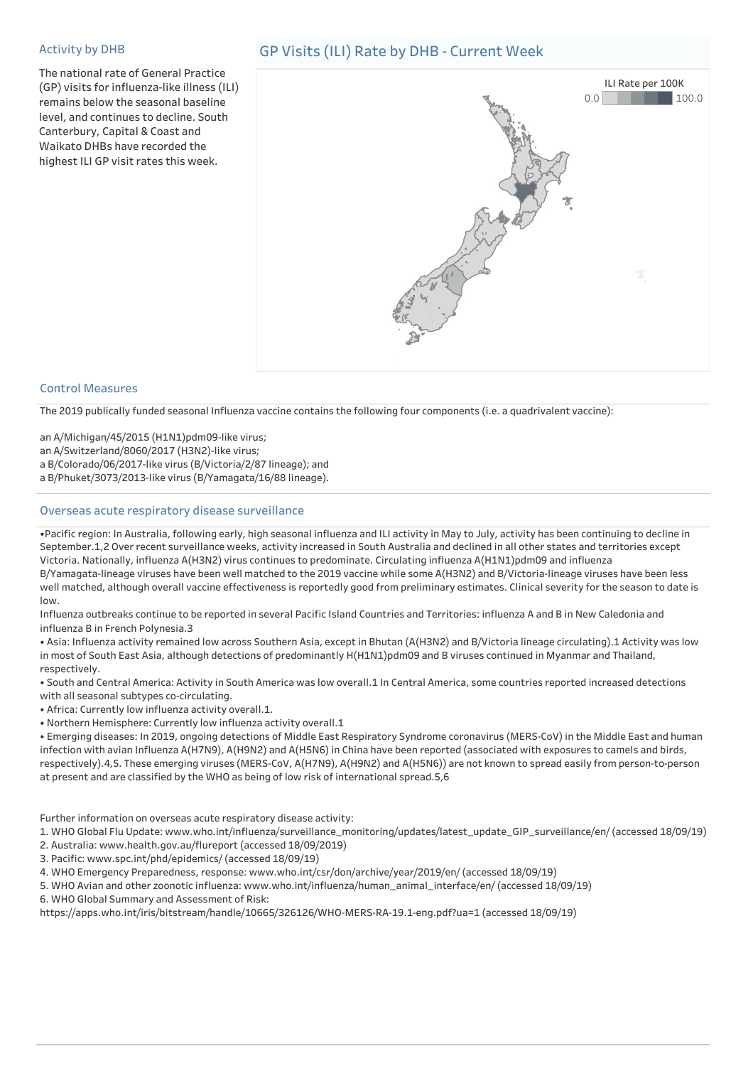## Activity by DHB

The national rate of General Practice (GP) visits for influenza-like illness (ILI) remains below the seasonal baseline level, and continues to decline. South Canterbury, Capital & Coast and Waikato DHBs have recorded the highest ILI GP visit rates this week.

## GP Visits (ILI) Rate by DHB - Current Week

ILI Rate per 100K

0.0

100.0

## Control Measures

The 2019 publically funded seasonal Influenza vaccine contains the following four components (i.e. a quadrivalent vaccine):

an A/Michigan/45/2015 (H1N1)pdm09-like virus;
an A/Switzerland/8060/2017 (H3N2)-like virus;
a B/Colorado/06/2017-like virus (B/Victoria/2/87 lineage); and
a B/Phuket/3073/2013-like virus (B/Yamagata/16/88 lineage).

## Overseas acute respiratory disease surveillance

•Pacific region: In Australia, following early, high seasonal influenza and ILI activity in May to July, activity has been continuing to decline in September.1,2 Over recent surveillance weeks, activity increased in South Australia and declined in all other states and territories except Victoria. Nationally, influenza A(H3N2) virus continues to predominate. Circulating influenza A(H1N1)pdm09 and influenza B/Yamagata-lineage viruses have been well matched to the 2019 vaccine while some A(H3N2) and B/Victoria-lineage viruses have been less well matched, although overall vaccine effectiveness is reportedly good from preliminary estimates. Clinical severity for the season to date is low.
Influenza outbreaks continue to be reported in several Pacific Island Countries and Territories: influenza A and B in New Caledonia and influenza B in French Polynesia.3
• Asia: Influenza activity remained low across Southern Asia, except in Bhutan (A(H3N2) and B/Victoria lineage circulating).1 Activity was low in most of South East Asia, although detections of predominantly H(H1N1)pdm09 and B viruses continued in Myanmar and Thailand, respectively.
• South and Central America: Activity in South America was low overall.1 In Central America, some countries reported increased detections with all seasonal subtypes co-circulating.
• Africa: Currently low influenza activity overall.1.
• Northern Hemisphere: Currently low influenza activity overall.1
• Emerging diseases: In 2019, ongoing detections of Middle East Respiratory Syndrome coronavirus (MERS-CoV) in the Middle East and human infection with avian Influenza A(H7N9), A(H9N2) and A(H5N6) in China have been reported (associated with exposures to camels and birds, respectively).4,5. These emerging viruses (MERS-CoV, A(H7N9), A(H9N2) and A(H5N6)) are not known to spread easily from person-to-person at present and are classified by the WHO as being of low risk of international spread.5,6

Further information on overseas acute respiratory disease activity:
1. WHO Global Flu Update: www.who.int/influenza/surveillance_monitoring/updates/latest_update_GIP_surveillance/en/ (accessed 18/09/19)
2. Australia: www.health.gov.au/flureport (accessed 18/09/2019)
3. Pacific: www.spc.int/phd/epidemics/ (accessed 18/09/19)
4. WHO Emergency Preparedness, response: www.who.int/csr/don/archive/year/2019/en/ (accessed 18/09/19)
5. WHO Avian and other zoonotic influenza: www.who.int/influenza/human_animal_interface/en/ (accessed 18/09/19)
6. WHO Global Summary and Assessment of Risk:
https://apps.who.int/iris/bitstream/handle/10665/326126/WHO-MERS-RA-19.1-eng.pdf?ua=1 (accessed 18/09/19)